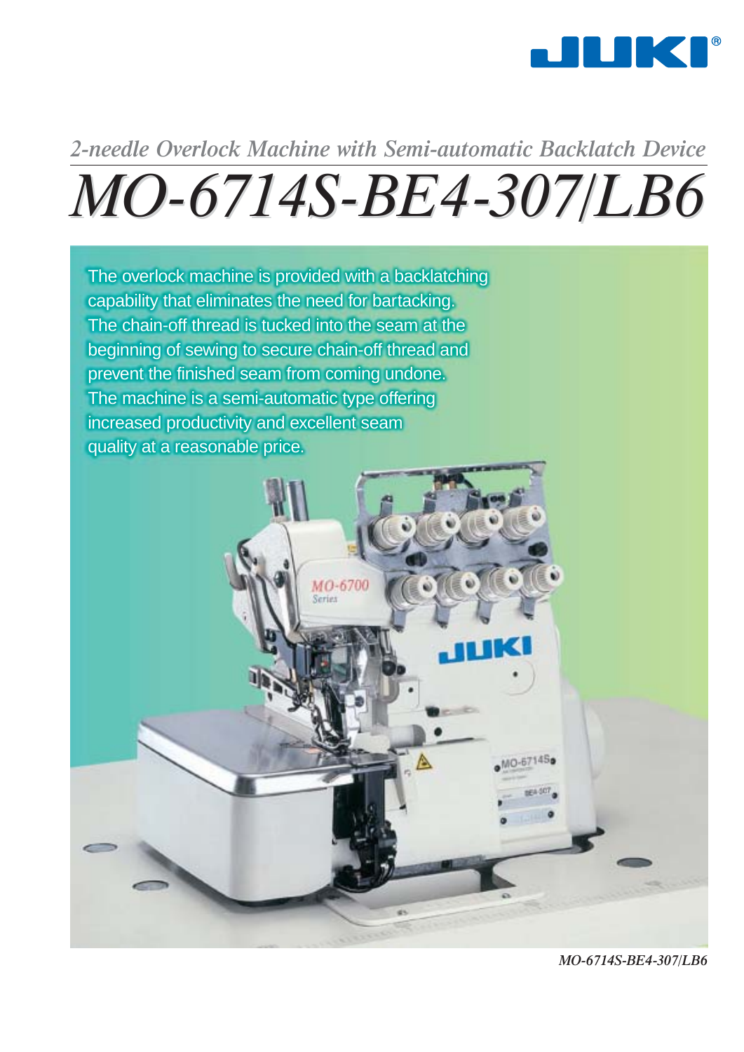JUKI

*2-needle Overlock Machine with Semi-automatic Backlatch Device*

# *MO-6714S-BE4-307/LB6*

The overlock machine is provided with a backlatching capability that eliminates the need for bartacking. The chain-off thread is tucked into the seam at the beginning of sewing to secure chain-off thread and prevent the finished seam from coming undone. The machine is a semi-automatic type offering increased productivity and excellent seam quality at a reasonable price.

*MO-6714S-BE4-307/LB6*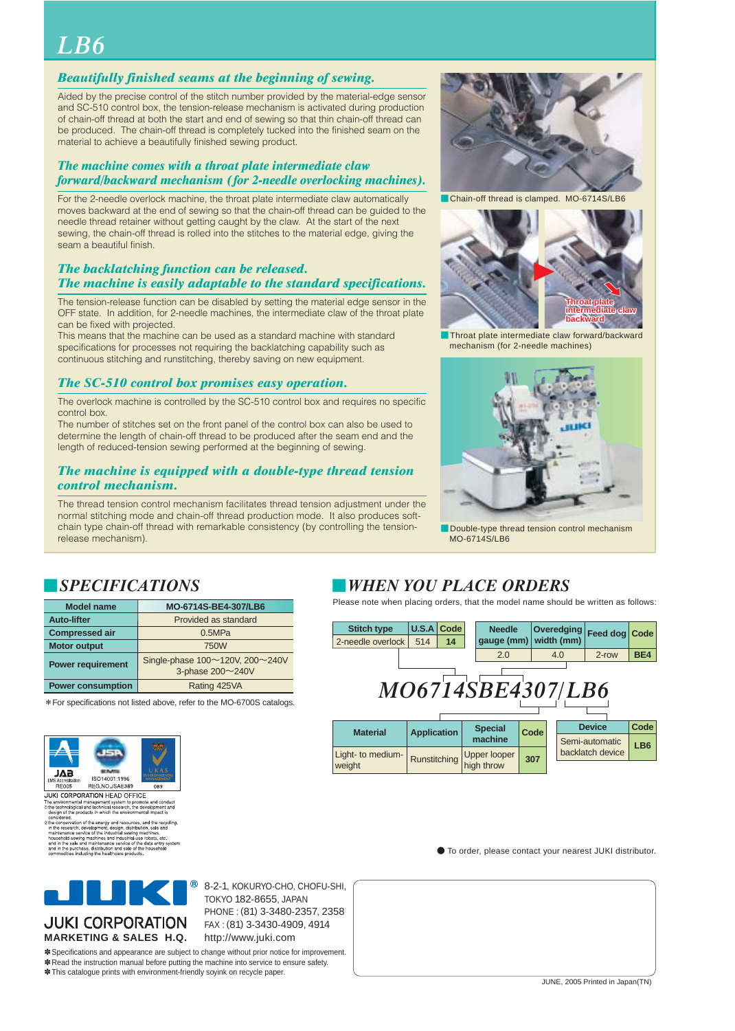# LB6

## *Beautifully finished seams at the beginning of sewing.*

Aided by the precise control of the stitch number provided by the material-edge sensor and SC-510 control box, the tension-release mechanism is activated during production of chain-off thread at both the start and end of sewing so that thin chain-off thread can be produced. The chain-off thread is completely tucked into the finished seam on the material to achieve a beautifully finished sewing product.

## *The machine comes with a throat plate intermediate claw forward/backward mechanism (for 2-needle overlocking machines).*

For the 2-needle overlock machine, the throat plate intermediate claw automatically moves backward at the end of sewing so that the chain-off thread can be guided to the needle thread retainer without getting caught by the claw. At the start of the next sewing, the chain-off thread is rolled into the stitches to the material edge, giving the seam a beautiful finish.

## *The backlatching function can be released. The machine is easily adaptable to the standard specifications.*

The tension-release function can be disabled by setting the material edge sensor in the OFF state. In addition, for 2-needle machines, the intermediate claw of the throat plate can be fixed with projected.
This means that the machine can be used as a standard machine with standard specifications for processes not requiring the backlatching capability such as continuous stitching and runstitching, thereby saving on new equipment.

## *The SC-510 control box promises easy operation.*

The overlock machine is controlled by the SC-510 control box and requires no specific control box.
The number of stitches set on the front panel of the control box can also be used to determine the length of chain-off thread to be produced after the seam end and the length of reduced-tension sewing performed at the beginning of sewing.

## *The machine is equipped with a double-type thread tension control mechanism.*

The thread tension control mechanism facilitates thread tension adjustment under the normal stitching mode and chain-off thread production mode. It also produces soft-chain type chain-off thread with remarkable consistency (by controlling the tension-release mechanism).

■ Chain-off thread is clamped. MO-6714S/LB6

Throat plate intermediate claw backward

■ Throat plate intermediate claw forward/backward mechanism (for 2-needle machines)

■ Double-type thread tension control mechanism MO-6714S/LB6

## SPECIFICATIONS

| Model name | MO-6714S-BE4-307/LB6 |
|---|---|
| Auto-lifter | Provided as standard |
| Compressed air | 0.5MPa |
| Motor output | 750W |
| Power requirement | Single-phase 100〜120V, 200〜240V<br>3-phase 200〜240V |
| Power consumption | Rating 425VA |

*For specifications not listed above, refer to the MO-6700S catalogs.

## WHEN YOU PLACE ORDERS

Please note when placing orders, that the model name should be written as follows:

| Stitch type | U.S.A | Code |
|---|---|---|
| 2-needle overlock | 514 | 14 |

| Needle gauge (mm) | Overedging width (mm) | Feed dog | Code |
|---|---|---|---|
| 2.0 | 4.0 | 2-row | BE4 |

**MO6714SBE4307/LB6**

| Material | Application | Special machine | Code |
|---|---|---|---|
| Light- to medium-weight | Runstitching | Upper looper high throw | 307 |

| Device | Code |
|---|---|
| Semi-automatic backlatch device | LB6 |

● To order, please contact your nearest JUKI distributor.

JAB EMS Accreditation RE005 — ISO14001:1996 REG.NO.JSAE389 — UKAS 089

JUKI CORPORATION HEAD OFFICE
The environmental management system to promote and conduct
①the technological and technical research, the development and design of the products in which the environmental impact is considered,
②the conservation of the energy and resources, and the recycling, in the research, development, design, distribution, sale and maintenance service of the industrial sewing machines, household sewing machines and industrial-use robots, etc., and in the sale and maintenance service of the data entry system and in the purchase, distribution and sale of the household commodities including the healthcare products.

**JUKI CORPORATION**
**MARKETING & SALES H.Q.**

8-2-1, KOKURYO-CHO, CHOFU-SHI, TOKYO 182-8655, JAPAN
PHONE : (81) 3-3480-2357, 2358
FAX : (81) 3-3430-4909, 4914
http://www.juki.com

* Specifications and appearance are subject to change without prior notice for improvement.
* Read the instruction manual before putting the machine into service to ensure safety.
* This catalogue prints with environment-friendly soyink on recycle paper.

JUNE, 2005 Printed in Japan(TN)